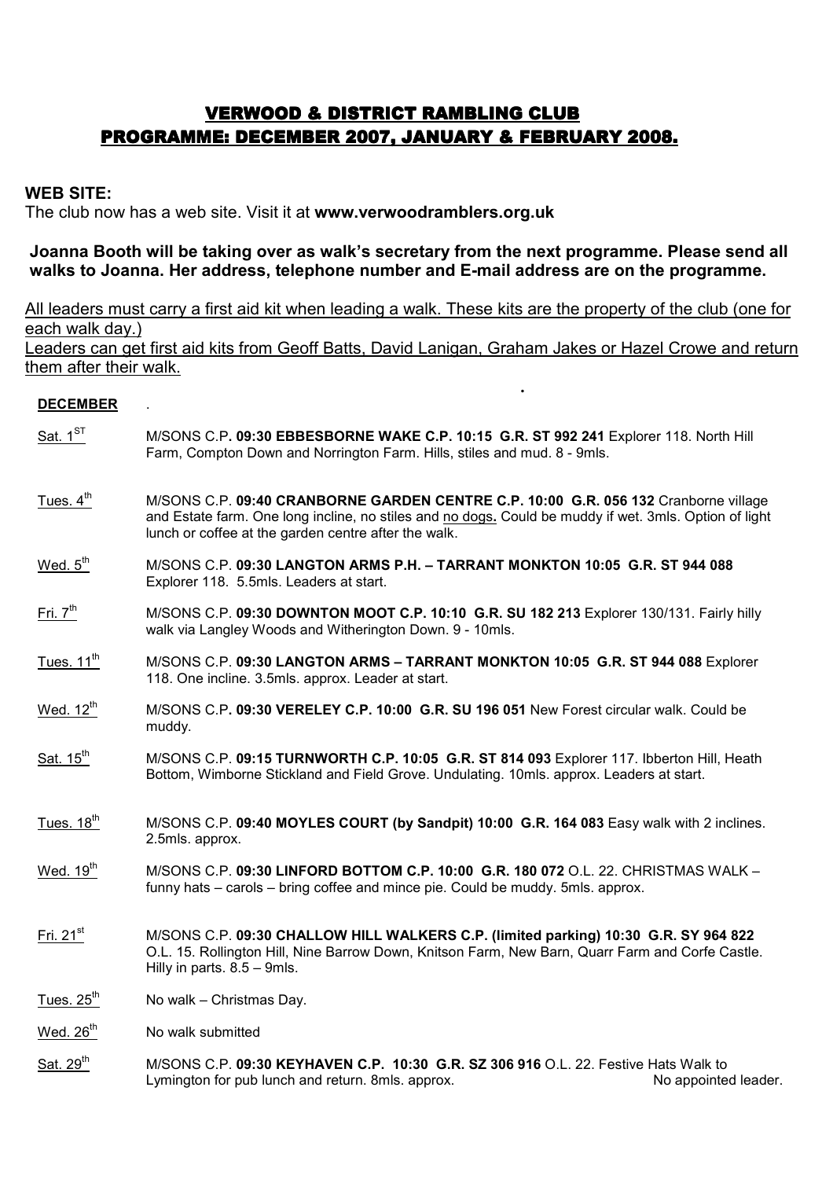# VERWOOD & DISTRICT RAMBLING CLUB

## PROGRAMME: DECEMBER 2007, JANUARY & FEBRUARY 2008.

**WEB SITE:**
The club now has a web site. Visit it at **www.verwoodramblers.org.uk**

**Joanna Booth will be taking over as walk's secretary from the next programme. Please send all walks to Joanna. Her address, telephone number and E-mail address are on the programme.**

<u>All leaders must carry a first aid kit when leading a walk. These kits are the property of the club (one for each walk day.)</u>
<u>Leaders can get first aid kits from Geoff Batts, David Lanigan, Graham Jakes or Hazel Crowe and return them after their walk.</u>

**DECEMBER**

<u>Sat. 1ST</u> M/SONS C.P**. 09:30 EBBESBORNE WAKE C.P. 10:15 G.R. ST 992 241** Explorer 118. North Hill Farm, Compton Down and Norrington Farm. Hills, stiles and mud. 8 - 9mls.

<u>Tues. 4th</u> M/SONS C.P. **09:40 CRANBORNE GARDEN CENTRE C.P. 10:00 G.R. 056 132** Cranborne village and Estate farm. One long incline, no stiles and <u>no dogs</u>**.** Could be muddy if wet. 3mls. Option of light lunch or coffee at the garden centre after the walk.

<u>Wed. 5th</u> M/SONS C.P. **09:30 LANGTON ARMS P.H. – TARRANT MONKTON 10:05 G.R. ST 944 088** Explorer 118. 5.5mls. Leaders at start.

<u>Fri. 7th</u> M/SONS C.P. **09:30 DOWNTON MOOT C.P. 10:10 G.R. SU 182 213** Explorer 130/131. Fairly hilly walk via Langley Woods and Witherington Down. 9 - 10mls.

<u>Tues. 11th</u> M/SONS C.P. **09:30 LANGTON ARMS – TARRANT MONKTON 10:05 G.R. ST 944 088** Explorer 118. One incline. 3.5mls. approx. Leader at start.

<u>Wed. 12th</u> M/SONS C.P**. 09:30 VERELEY C.P. 10:00 G.R. SU 196 051** New Forest circular walk. Could be muddy.

<u>Sat. 15th</u> M/SONS C.P. **09:15 TURNWORTH C.P. 10:05 G.R. ST 814 093** Explorer 117. Ibberton Hill, Heath Bottom, Wimborne Stickland and Field Grove. Undulating. 10mls. approx. Leaders at start.

<u>Tues. 18th</u> M/SONS C.P. **09:40 MOYLES COURT (by Sandpit) 10:00 G.R. 164 083** Easy walk with 2 inclines. 2.5mls. approx.

<u>Wed. 19th</u> M/SONS C.P. **09:30 LINFORD BOTTOM C.P. 10:00 G.R. 180 072** O.L. 22. CHRISTMAS WALK – funny hats – carols – bring coffee and mince pie. Could be muddy. 5mls. approx.

<u>Fri. 21st</u> M/SONS C.P. **09:30 CHALLOW HILL WALKERS C.P. (limited parking) 10:30 G.R. SY 964 822** O.L. 15. Rollington Hill, Nine Barrow Down, Knitson Farm, New Barn, Quarr Farm and Corfe Castle. Hilly in parts. 8.5 – 9mls.

<u>Tues. 25th</u> No walk – Christmas Day.

<u>Wed. 26th</u> No walk submitted

<u>Sat. 29th</u> M/SONS C.P. **09:30 KEYHAVEN C.P. 10:30 G.R. SZ 306 916** O.L. 22. Festive Hats Walk to Lymington for pub lunch and return. 8mls. approx. No appointed leader.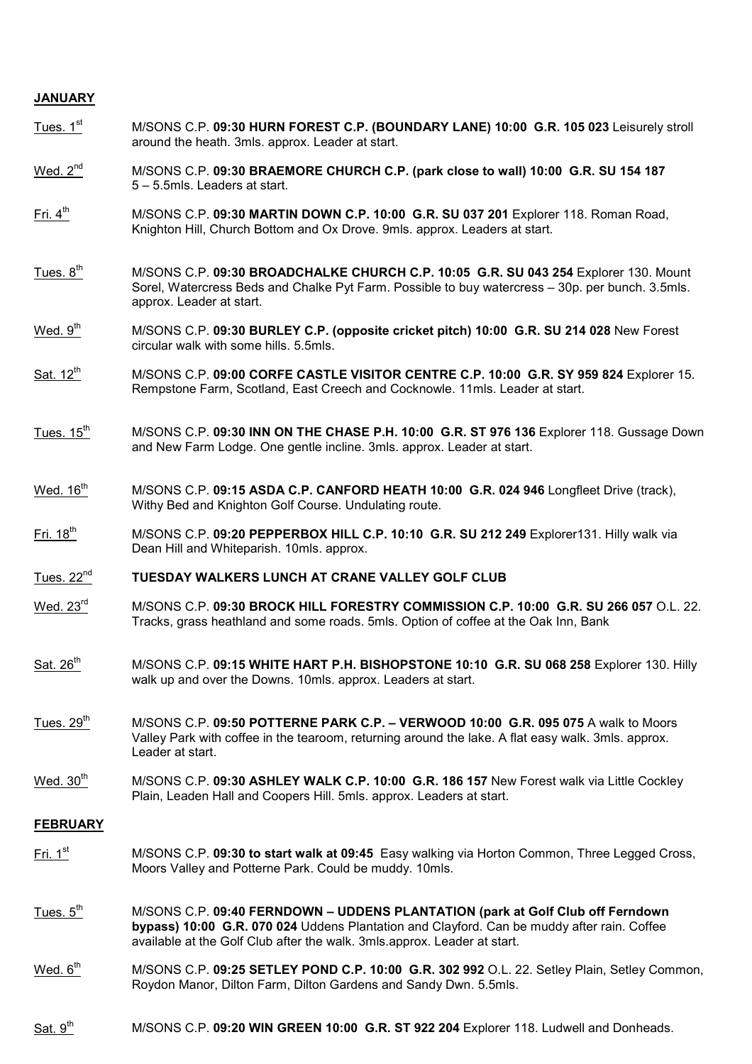**JANUARY**

Tues. 1st M/SONS C.P. **09:30 HURN FOREST C.P. (BOUNDARY LANE) 10:00 G.R. 105 023** Leisurely stroll around the heath. 3mls. approx. Leader at start.

Wed. 2nd M/SONS C.P. **09:30 BRAEMORE CHURCH C.P. (park close to wall) 10:00 G.R. SU 154 187** 5 – 5.5mls. Leaders at start.

Fri. 4th M/SONS C.P. **09:30 MARTIN DOWN C.P. 10:00 G.R. SU 037 201** Explorer 118. Roman Road, Knighton Hill, Church Bottom and Ox Drove. 9mls. approx. Leaders at start.

Tues. 8th M/SONS C.P. **09:30 BROADCHALKE CHURCH C.P. 10:05 G.R. SU 043 254** Explorer 130. Mount Sorel, Watercress Beds and Chalke Pyt Farm. Possible to buy watercress – 30p. per bunch. 3.5mls. approx. Leader at start.

Wed. 9th M/SONS C.P. **09:30 BURLEY C.P. (opposite cricket pitch) 10:00 G.R. SU 214 028** New Forest circular walk with some hills. 5.5mls.

Sat. 12th M/SONS C.P. **09:00 CORFE CASTLE VISITOR CENTRE C.P. 10:00 G.R. SY 959 824** Explorer 15. Rempstone Farm, Scotland, East Creech and Cocknowle. 11mls. Leader at start.

Tues. 15th M/SONS C.P. **09:30 INN ON THE CHASE P.H. 10:00 G.R. ST 976 136** Explorer 118. Gussage Down and New Farm Lodge. One gentle incline. 3mls. approx. Leader at start.

Wed. 16th M/SONS C.P. **09:15 ASDA C.P. CANFORD HEATH 10:00 G.R. 024 946** Longfleet Drive (track), Withy Bed and Knighton Golf Course. Undulating route.

Fri. 18th M/SONS C.P. **09:20 PEPPERBOX HILL C.P. 10:10 G.R. SU 212 249** Explorer131. Hilly walk via Dean Hill and Whiteparish. 10mls. approx.

Tues. 22nd **TUESDAY WALKERS LUNCH AT CRANE VALLEY GOLF CLUB**

Wed. 23rd M/SONS C.P. **09:30 BROCK HILL FORESTRY COMMISSION C.P. 10:00 G.R. SU 266 057** O.L. 22. Tracks, grass heathland and some roads. 5mls. Option of coffee at the Oak Inn, Bank

Sat. 26th M/SONS C.P. **09:15 WHITE HART P.H. BISHOPSTONE 10:10 G.R. SU 068 258** Explorer 130. Hilly walk up and over the Downs. 10mls. approx. Leaders at start.

Tues. 29th M/SONS C.P. **09:50 POTTERNE PARK C.P. – VERWOOD 10:00 G.R. 095 075** A walk to Moors Valley Park with coffee in the tearoom, returning around the lake. A flat easy walk. 3mls. approx. Leader at start.

Wed. 30th M/SONS C.P. **09:30 ASHLEY WALK C.P. 10:00 G.R. 186 157** New Forest walk via Little Cockley Plain, Leaden Hall and Coopers Hill. 5mls. approx. Leaders at start.

**FEBRUARY**

Fri. 1st M/SONS C.P. **09:30 to start walk at 09:45** Easy walking via Horton Common, Three Legged Cross, Moors Valley and Potterne Park. Could be muddy. 10mls.

Tues. 5th M/SONS C.P. **09:40 FERNDOWN – UDDENS PLANTATION (park at Golf Club off Ferndown bypass) 10:00 G.R. 070 024** Uddens Plantation and Clayford. Can be muddy after rain. Coffee available at the Golf Club after the walk. 3mls.approx. Leader at start.

Wed. 6th M/SONS C.P. **09:25 SETLEY POND C.P. 10:00 G.R. 302 992** O.L. 22. Setley Plain, Setley Common, Roydon Manor, Dilton Farm, Dilton Gardens and Sandy Dwn. 5.5mls.

Sat. 9th M/SONS C.P. **09:20 WIN GREEN 10:00 G.R. ST 922 204** Explorer 118. Ludwell and Donheads.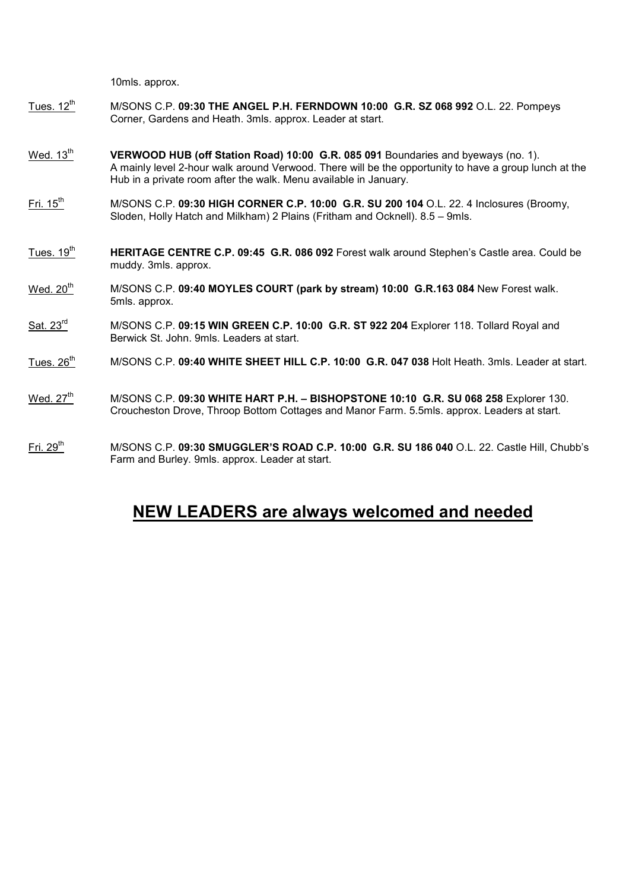10mls. approx.

Tues. 12th M/SONS C.P. **09:30 THE ANGEL P.H. FERNDOWN 10:00 G.R. SZ 068 992** O.L. 22. Pompeys Corner, Gardens and Heath. 3mls. approx. Leader at start.

Wed. 13th **VERWOOD HUB (off Station Road) 10:00 G.R. 085 091** Boundaries and byeways (no. 1). A mainly level 2-hour walk around Verwood. There will be the opportunity to have a group lunch at the Hub in a private room after the walk. Menu available in January.

Fri. 15th M/SONS C.P. **09:30 HIGH CORNER C.P. 10:00 G.R. SU 200 104** O.L. 22. 4 Inclosures (Broomy, Sloden, Holly Hatch and Milkham) 2 Plains (Fritham and Ocknell). 8.5 – 9mls.

Tues. 19th **HERITAGE CENTRE C.P. 09:45 G.R. 086 092** Forest walk around Stephen's Castle area. Could be muddy. 3mls. approx.

Wed. 20th M/SONS C.P. **09:40 MOYLES COURT (park by stream) 10:00 G.R.163 084** New Forest walk. 5mls. approx.

Sat. 23rd M/SONS C.P. **09:15 WIN GREEN C.P. 10:00 G.R. ST 922 204** Explorer 118. Tollard Royal and Berwick St. John. 9mls. Leaders at start.

Tues. 26th M/SONS C.P. **09:40 WHITE SHEET HILL C.P. 10:00 G.R. 047 038** Holt Heath. 3mls. Leader at start.

Wed. 27th M/SONS C.P. **09:30 WHITE HART P.H. – BISHOPSTONE 10:10 G.R. SU 068 258** Explorer 130. Croucheston Drove, Throop Bottom Cottages and Manor Farm. 5.5mls. approx. Leaders at start.

Fri. 29th M/SONS C.P. **09:30 SMUGGLER'S ROAD C.P. 10:00 G.R. SU 186 040** O.L. 22. Castle Hill, Chubb's Farm and Burley. 9mls. approx. Leader at start.

## NEW LEADERS are always welcomed and needed